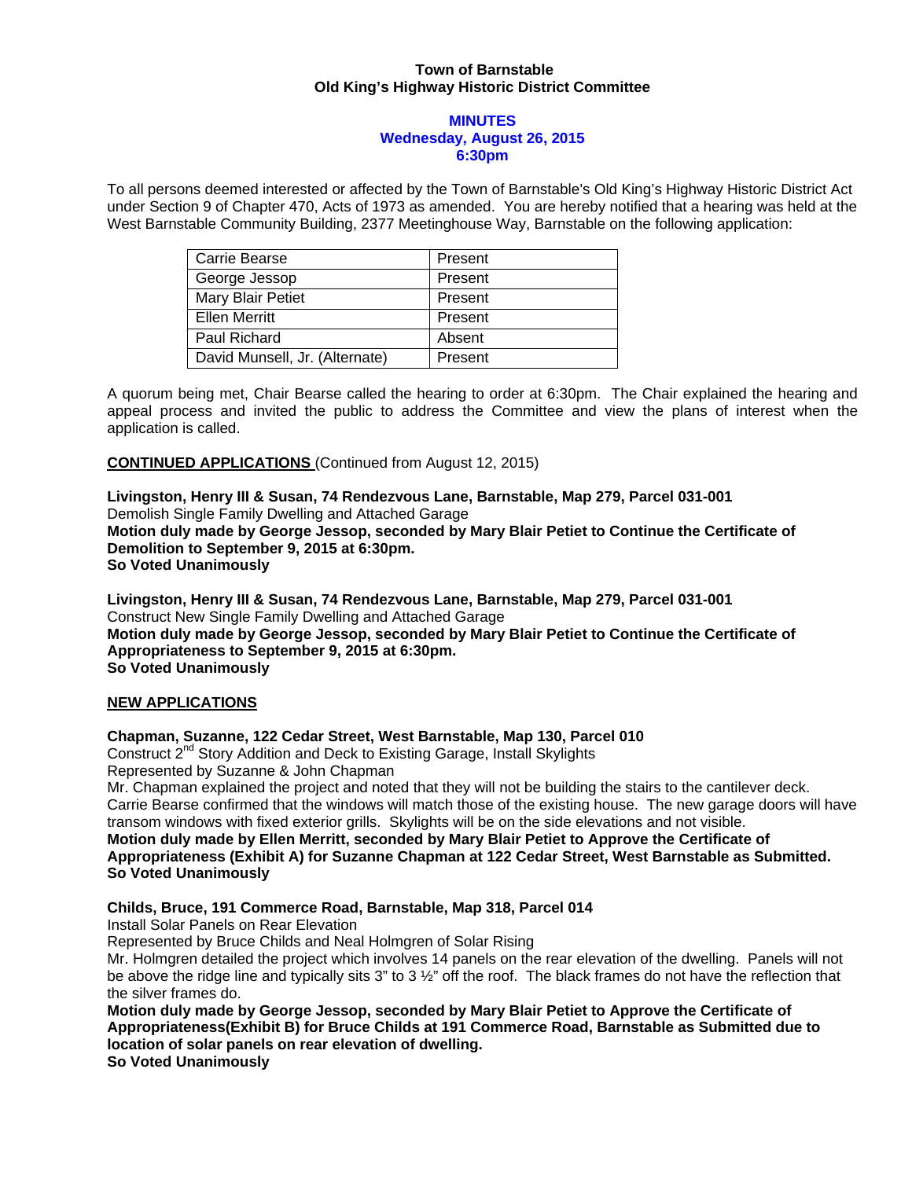**Town of Barnstable**
**Old King's Highway Historic District Committee**

**MINUTES**
**Wednesday, August 26, 2015**
**6:30pm**

To all persons deemed interested or affected by the Town of Barnstable's Old King's Highway Historic District Act under Section 9 of Chapter 470, Acts of 1973 as amended. You are hereby notified that a hearing was held at the West Barnstable Community Building, 2377 Meetinghouse Way, Barnstable on the following application:

| | |
|---|---|
| Carrie Bearse | Present |
| George Jessop | Present |
| Mary Blair Petiet | Present |
| Ellen Merritt | Present |
| Paul Richard | Absent |
| David Munsell, Jr. (Alternate) | Present |

A quorum being met, Chair Bearse called the hearing to order at 6:30pm. The Chair explained the hearing and appeal process and invited the public to address the Committee and view the plans of interest when the application is called.

**CONTINUED APPLICATIONS** (Continued from August 12, 2015)

**Livingston, Henry III & Susan, 74 Rendezvous Lane, Barnstable, Map 279, Parcel 031-001**
Demolish Single Family Dwelling and Attached Garage
**Motion duly made by George Jessop, seconded by Mary Blair Petiet to Continue the Certificate of Demolition to September 9, 2015 at 6:30pm.**
**So Voted Unanimously**

**Livingston, Henry III & Susan, 74 Rendezvous Lane, Barnstable, Map 279, Parcel 031-001**
Construct New Single Family Dwelling and Attached Garage
**Motion duly made by George Jessop, seconded by Mary Blair Petiet to Continue the Certificate of Appropriateness to September 9, 2015 at 6:30pm.**
**So Voted Unanimously**

**NEW APPLICATIONS**

**Chapman, Suzanne, 122 Cedar Street, West Barnstable, Map 130, Parcel 010**
Construct 2nd Story Addition and Deck to Existing Garage, Install Skylights
Represented by Suzanne & John Chapman
Mr. Chapman explained the project and noted that they will not be building the stairs to the cantilever deck. Carrie Bearse confirmed that the windows will match those of the existing house. The new garage doors will have transom windows with fixed exterior grills. Skylights will be on the side elevations and not visible.
**Motion duly made by Ellen Merritt, seconded by Mary Blair Petiet to Approve the Certificate of Appropriateness (Exhibit A) for Suzanne Chapman at 122 Cedar Street, West Barnstable as Submitted.**
**So Voted Unanimously**

**Childs, Bruce, 191 Commerce Road, Barnstable, Map 318, Parcel 014**
Install Solar Panels on Rear Elevation
Represented by Bruce Childs and Neal Holmgren of Solar Rising
Mr. Holmgren detailed the project which involves 14 panels on the rear elevation of the dwelling. Panels will not be above the ridge line and typically sits 3" to 3 ½" off the roof. The black frames do not have the reflection that the silver frames do.
**Motion duly made by George Jessop, seconded by Mary Blair Petiet to Approve the Certificate of Appropriateness(Exhibit B) for Bruce Childs at 191 Commerce Road, Barnstable as Submitted due to location of solar panels on rear elevation of dwelling.**
**So Voted Unanimously**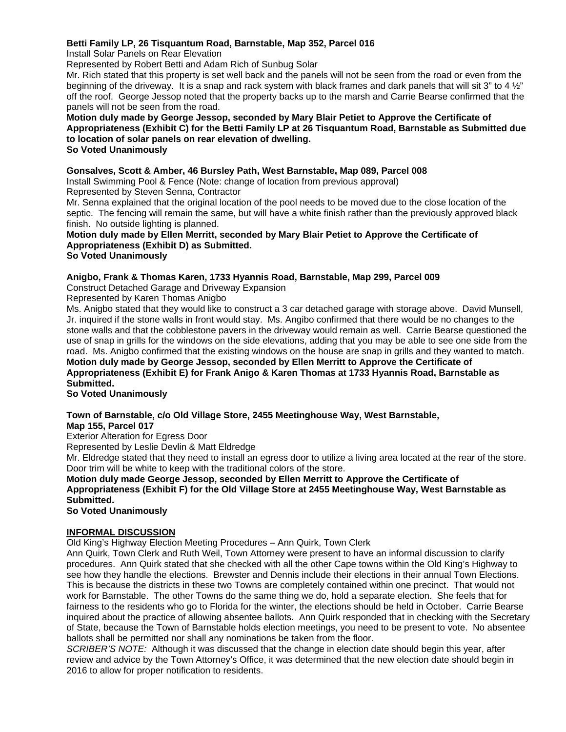**Betti Family LP, 26 Tisquantum Road, Barnstable, Map 352, Parcel 016**

Install Solar Panels on Rear Elevation

Represented by Robert Betti and Adam Rich of Sunbug Solar

Mr. Rich stated that this property is set well back and the panels will not be seen from the road or even from the beginning of the driveway. It is a snap and rack system with black frames and dark panels that will sit 3" to 4 ½" off the roof. George Jessop noted that the property backs up to the marsh and Carrie Bearse confirmed that the panels will not be seen from the road.

**Motion duly made by George Jessop, seconded by Mary Blair Petiet to Approve the Certificate of Appropriateness (Exhibit C) for the Betti Family LP at 26 Tisquantum Road, Barnstable as Submitted due to location of solar panels on rear elevation of dwelling.**

**So Voted Unanimously**

**Gonsalves, Scott & Amber, 46 Bursley Path, West Barnstable, Map 089, Parcel 008**

Install Swimming Pool & Fence (Note: change of location from previous approval)

Represented by Steven Senna, Contractor

Mr. Senna explained that the original location of the pool needs to be moved due to the close location of the septic. The fencing will remain the same, but will have a white finish rather than the previously approved black finish. No outside lighting is planned.

**Motion duly made by Ellen Merritt, seconded by Mary Blair Petiet to Approve the Certificate of Appropriateness (Exhibit D) as Submitted.**

**So Voted Unanimously**

**Anigbo, Frank & Thomas Karen, 1733 Hyannis Road, Barnstable, Map 299, Parcel 009**

Construct Detached Garage and Driveway Expansion

Represented by Karen Thomas Anigbo

Ms. Anigbo stated that they would like to construct a 3 car detached garage with storage above. David Munsell, Jr. inquired if the stone walls in front would stay. Ms. Angibo confirmed that there would be no changes to the stone walls and that the cobblestone pavers in the driveway would remain as well. Carrie Bearse questioned the use of snap in grills for the windows on the side elevations, adding that you may be able to see one side from the road. Ms. Anigbo confirmed that the existing windows on the house are snap in grills and they wanted to match.

**Motion duly made by George Jessop, seconded by Ellen Merritt to Approve the Certificate of Appropriateness (Exhibit E) for Frank Anigo & Karen Thomas at 1733 Hyannis Road, Barnstable as Submitted.**

**So Voted Unanimously**

**Town of Barnstable, c/o Old Village Store, 2455 Meetinghouse Way, West Barnstable, Map 155, Parcel 017**

Exterior Alteration for Egress Door

Represented by Leslie Devlin & Matt Eldredge

Mr. Eldredge stated that they need to install an egress door to utilize a living area located at the rear of the store. Door trim will be white to keep with the traditional colors of the store.

**Motion duly made George Jessop, seconded by Ellen Merritt to Approve the Certificate of Appropriateness (Exhibit F) for the Old Village Store at 2455 Meetinghouse Way, West Barnstable as Submitted.**

**So Voted Unanimously**

**INFORMAL DISCUSSION**

Old King's Highway Election Meeting Procedures – Ann Quirk, Town Clerk

Ann Quirk, Town Clerk and Ruth Weil, Town Attorney were present to have an informal discussion to clarify procedures. Ann Quirk stated that she checked with all the other Cape towns within the Old King's Highway to see how they handle the elections. Brewster and Dennis include their elections in their annual Town Elections. This is because the districts in these two Towns are completely contained within one precinct. That would not work for Barnstable. The other Towns do the same thing we do, hold a separate election. She feels that for fairness to the residents who go to Florida for the winter, the elections should be held in October. Carrie Bearse inquired about the practice of allowing absentee ballots. Ann Quirk responded that in checking with the Secretary of State, because the Town of Barnstable holds election meetings, you need to be present to vote. No absentee ballots shall be permitted nor shall any nominations be taken from the floor.

*SCRIBER'S NOTE:* Although it was discussed that the change in election date should begin this year, after review and advice by the Town Attorney's Office, it was determined that the new election date should begin in 2016 to allow for proper notification to residents.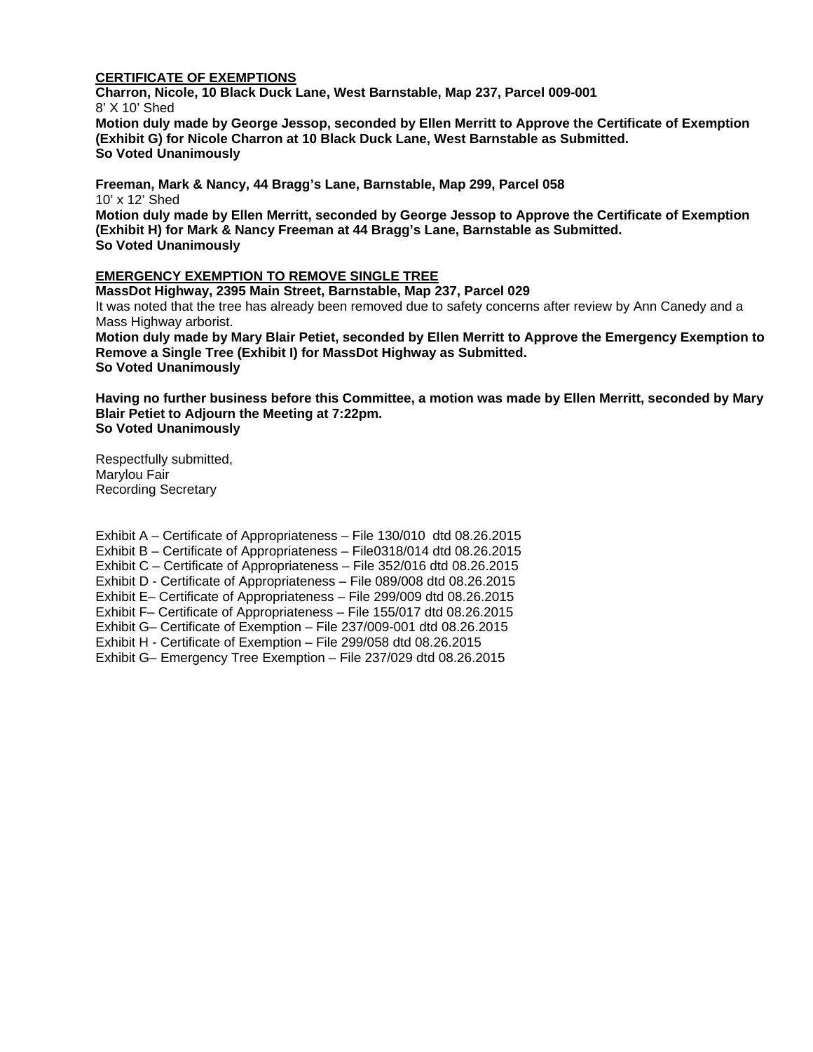**CERTIFICATE OF EXEMPTIONS**

**Charron, Nicole, 10 Black Duck Lane, West Barnstable, Map 237, Parcel 009-001**
8' X 10' Shed
**Motion duly made by George Jessop, seconded by Ellen Merritt to Approve the Certificate of Exemption (Exhibit G) for Nicole Charron at 10 Black Duck Lane, West Barnstable as Submitted.**
**So Voted Unanimously**

**Freeman, Mark & Nancy, 44 Bragg's Lane, Barnstable, Map 299, Parcel 058**
10' x 12' Shed
**Motion duly made by Ellen Merritt, seconded by George Jessop to Approve the Certificate of Exemption (Exhibit H) for Mark & Nancy Freeman at 44 Bragg's Lane, Barnstable as Submitted.**
**So Voted Unanimously**

**EMERGENCY EXEMPTION TO REMOVE SINGLE TREE**

**MassDot Highway, 2395 Main Street, Barnstable, Map 237, Parcel 029**
It was noted that the tree has already been removed due to safety concerns after review by Ann Canedy and a Mass Highway arborist.
**Motion duly made by Mary Blair Petiet, seconded by Ellen Merritt to Approve the Emergency Exemption to Remove a Single Tree (Exhibit I) for MassDot Highway as Submitted.**
**So Voted Unanimously**

**Having no further business before this Committee, a motion was made by Ellen Merritt, seconded by Mary Blair Petiet to Adjourn the Meeting at 7:22pm.**
**So Voted Unanimously**

Respectfully submitted,
Marylou Fair
Recording Secretary

Exhibit A – Certificate of Appropriateness – File 130/010 dtd 08.26.2015
Exhibit B – Certificate of Appropriateness – File0318/014 dtd 08.26.2015
Exhibit C – Certificate of Appropriateness – File 352/016 dtd 08.26.2015
Exhibit D - Certificate of Appropriateness – File 089/008 dtd 08.26.2015
Exhibit E– Certificate of Appropriateness – File 299/009 dtd 08.26.2015
Exhibit F– Certificate of Appropriateness – File 155/017 dtd 08.26.2015
Exhibit G– Certificate of Exemption – File 237/009-001 dtd 08.26.2015
Exhibit H - Certificate of Exemption – File 299/058 dtd 08.26.2015
Exhibit G– Emergency Tree Exemption – File 237/029 dtd 08.26.2015